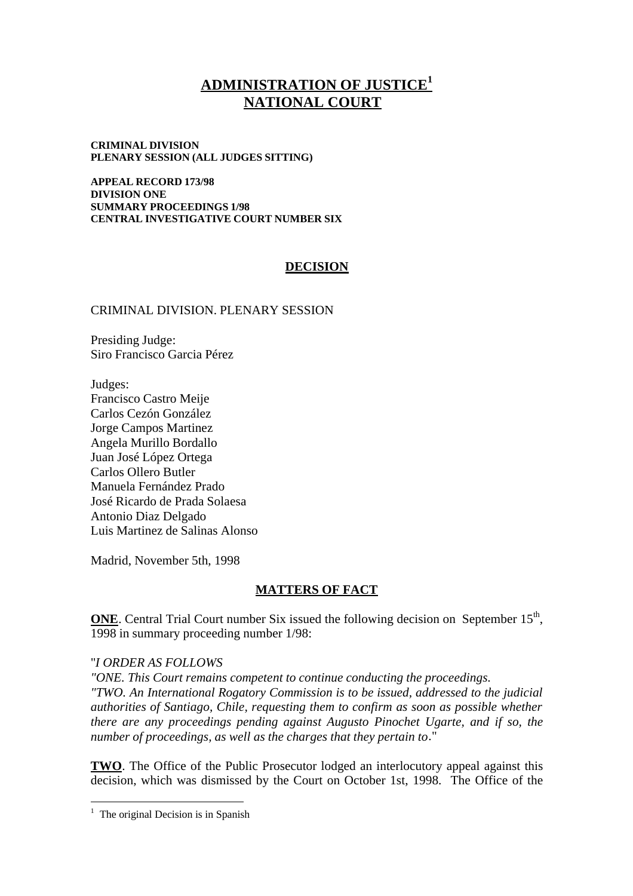# ADMINISTRATION OF JUSTICE[1]
# NATIONAL COURT

**CRIMINAL DIVISION**
**PLENARY SESSION (ALL JUDGES SITTING)**

**APPEAL RECORD 173/98**
**DIVISION ONE**
**SUMMARY PROCEEDINGS 1/98**
**CENTRAL INVESTIGATIVE COURT NUMBER SIX**

## DECISION

CRIMINAL DIVISION. PLENARY SESSION

Presiding Judge:
Siro Francisco Garcia Pérez

Judges:
Francisco Castro Meije
Carlos Cezón González
Jorge Campos Martinez
Angela Murillo Bordallo
Juan José López Ortega
Carlos Ollero Butler
Manuela Fernández Prado
José Ricardo de Prada Solaesa
Antonio Diaz Delgado
Luis Martinez de Salinas Alonso

Madrid, November 5th, 1998

## MATTERS OF FACT

**ONE**. Central Trial Court number Six issued the following decision on September 15th, 1998 in summary proceeding number 1/98:

"*I ORDER AS FOLLOWS*
*"ONE. This Court remains competent to continue conducting the proceedings.*
*"TWO. An International Rogatory Commission is to be issued, addressed to the judicial authorities of Santiago, Chile, requesting them to confirm as soon as possible whether there are any proceedings pending against Augusto Pinochet Ugarte, and if so, the number of proceedings, as well as the charges that they pertain to*."

**TWO**. The Office of the Public Prosecutor lodged an interlocutory appeal against this decision, which was dismissed by the Court on October 1st, 1998. The Office of the

---

[1] The original Decision is in Spanish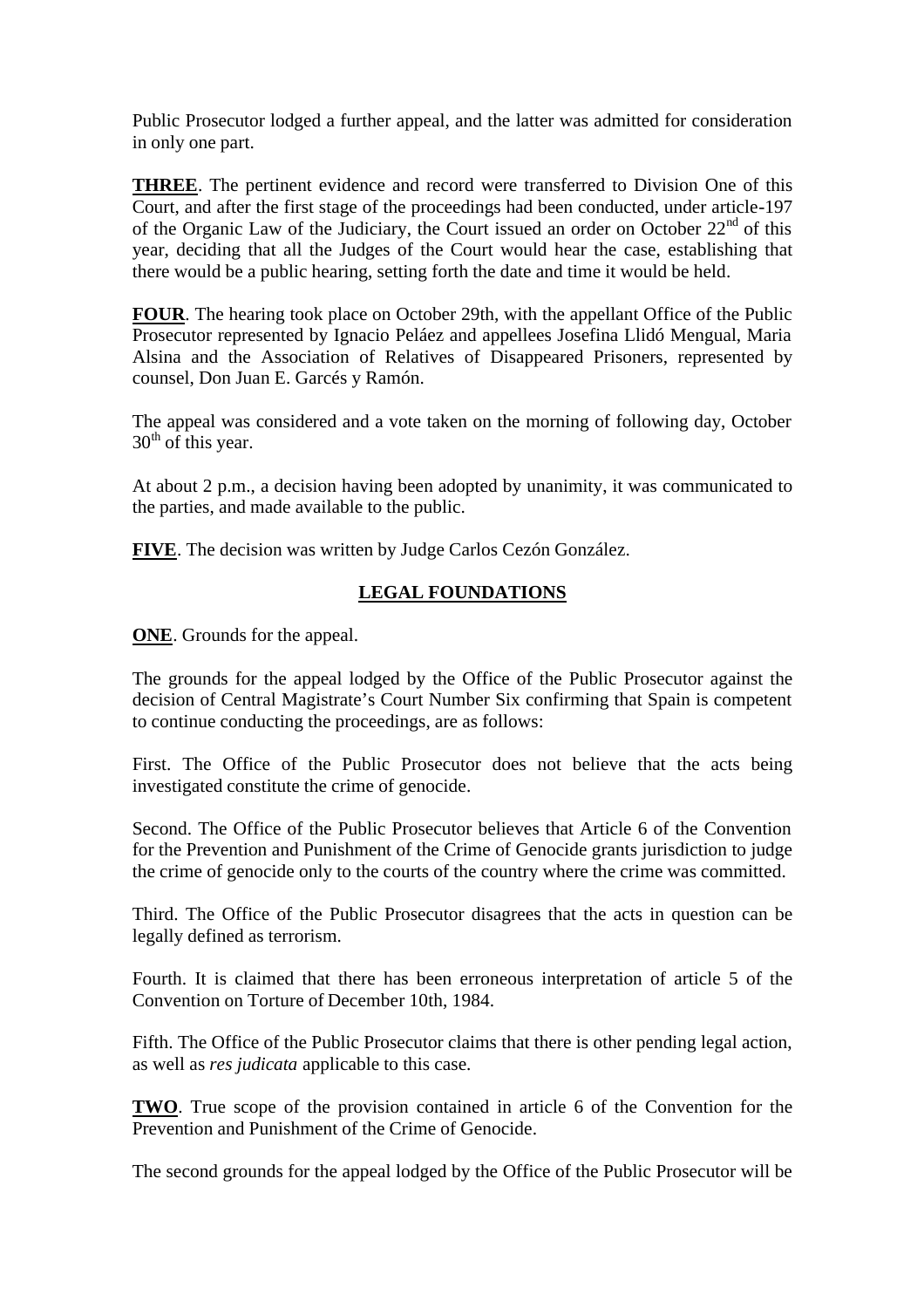Public Prosecutor lodged a further appeal, and the latter was admitted for consideration in only one part.

**THREE**. The pertinent evidence and record were transferred to Division One of this Court, and after the first stage of the proceedings had been conducted, under article-197 of the Organic Law of the Judiciary, the Court issued an order on October 22nd of this year, deciding that all the Judges of the Court would hear the case, establishing that there would be a public hearing, setting forth the date and time it would be held.

**FOUR**. The hearing took place on October 29th, with the appellant Office of the Public Prosecutor represented by Ignacio Peláez and appellees Josefina Llidó Mengual, Maria Alsina and the Association of Relatives of Disappeared Prisoners, represented by counsel, Don Juan E. Garcés y Ramón.

The appeal was considered and a vote taken on the morning of following day, October 30th of this year.

At about 2 p.m., a decision having been adopted by unanimity, it was communicated to the parties, and made available to the public.

**FIVE**. The decision was written by Judge Carlos Cezón González.

## LEGAL FOUNDATIONS

**ONE**. Grounds for the appeal.

The grounds for the appeal lodged by the Office of the Public Prosecutor against the decision of Central Magistrate's Court Number Six confirming that Spain is competent to continue conducting the proceedings, are as follows:

First. The Office of the Public Prosecutor does not believe that the acts being investigated constitute the crime of genocide.

Second. The Office of the Public Prosecutor believes that Article 6 of the Convention for the Prevention and Punishment of the Crime of Genocide grants jurisdiction to judge the crime of genocide only to the courts of the country where the crime was committed.

Third. The Office of the Public Prosecutor disagrees that the acts in question can be legally defined as terrorism.

Fourth. It is claimed that there has been erroneous interpretation of article 5 of the Convention on Torture of December 10th, 1984.

Fifth. The Office of the Public Prosecutor claims that there is other pending legal action, as well as *res judicata* applicable to this case.

**TWO**. True scope of the provision contained in article 6 of the Convention for the Prevention and Punishment of the Crime of Genocide.

The second grounds for the appeal lodged by the Office of the Public Prosecutor will be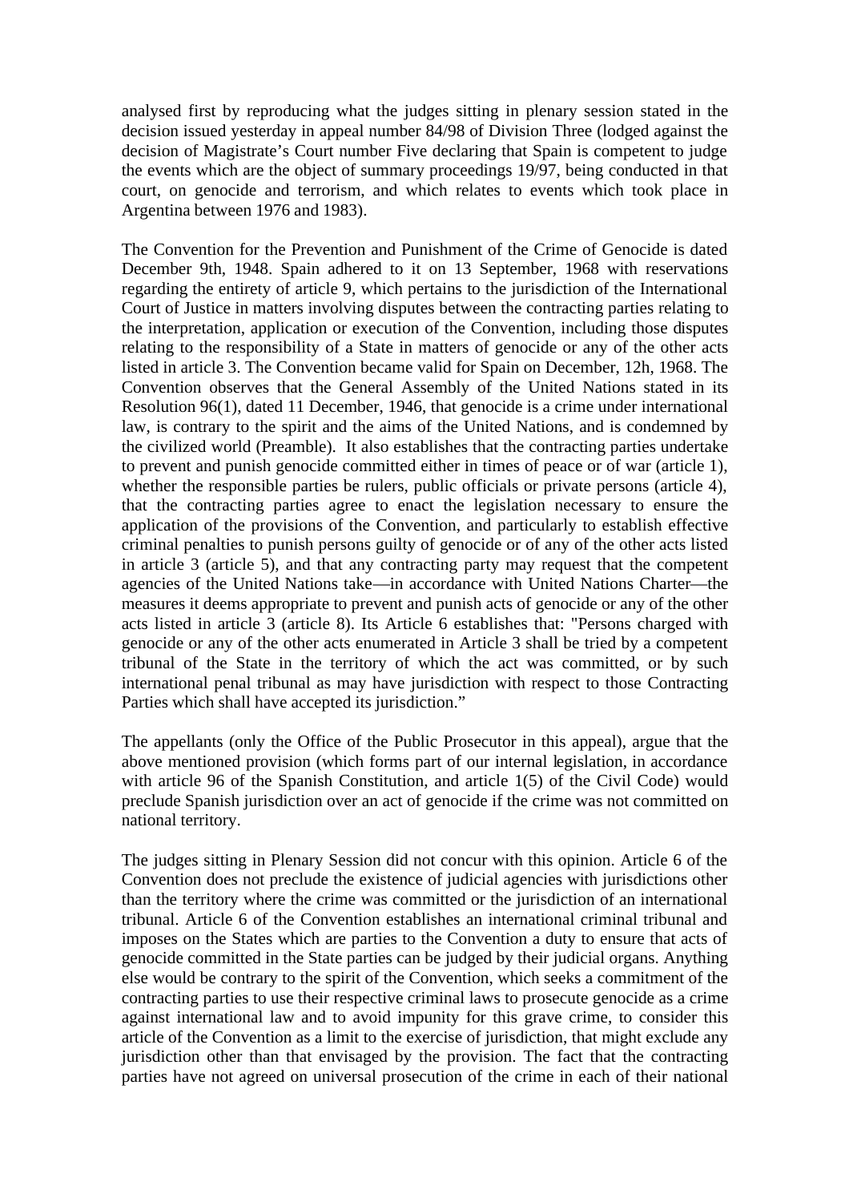analysed first by reproducing what the judges sitting in plenary session stated in the decision issued yesterday in appeal number 84/98 of Division Three (lodged against the decision of Magistrate's Court number Five declaring that Spain is competent to judge the events which are the object of summary proceedings 19/97, being conducted in that court, on genocide and terrorism, and which relates to events which took place in Argentina between 1976 and 1983).

The Convention for the Prevention and Punishment of the Crime of Genocide is dated December 9th, 1948. Spain adhered to it on 13 September, 1968 with reservations regarding the entirety of article 9, which pertains to the jurisdiction of the International Court of Justice in matters involving disputes between the contracting parties relating to the interpretation, application or execution of the Convention, including those disputes relating to the responsibility of a State in matters of genocide or any of the other acts listed in article 3. The Convention became valid for Spain on December, 12h, 1968. The Convention observes that the General Assembly of the United Nations stated in its Resolution 96(1), dated 11 December, 1946, that genocide is a crime under international law, is contrary to the spirit and the aims of the United Nations, and is condemned by the civilized world (Preamble). It also establishes that the contracting parties undertake to prevent and punish genocide committed either in times of peace or of war (article 1), whether the responsible parties be rulers, public officials or private persons (article 4), that the contracting parties agree to enact the legislation necessary to ensure the application of the provisions of the Convention, and particularly to establish effective criminal penalties to punish persons guilty of genocide or of any of the other acts listed in article 3 (article 5), and that any contracting party may request that the competent agencies of the United Nations take—in accordance with United Nations Charter—the measures it deems appropriate to prevent and punish acts of genocide or any of the other acts listed in article 3 (article 8). Its Article 6 establishes that: "Persons charged with genocide or any of the other acts enumerated in Article 3 shall be tried by a competent tribunal of the State in the territory of which the act was committed, or by such international penal tribunal as may have jurisdiction with respect to those Contracting Parties which shall have accepted its jurisdiction."

The appellants (only the Office of the Public Prosecutor in this appeal), argue that the above mentioned provision (which forms part of our internal legislation, in accordance with article 96 of the Spanish Constitution, and article 1(5) of the Civil Code) would preclude Spanish jurisdiction over an act of genocide if the crime was not committed on national territory.

The judges sitting in Plenary Session did not concur with this opinion. Article 6 of the Convention does not preclude the existence of judicial agencies with jurisdictions other than the territory where the crime was committed or the jurisdiction of an international tribunal. Article 6 of the Convention establishes an international criminal tribunal and imposes on the States which are parties to the Convention a duty to ensure that acts of genocide committed in the State parties can be judged by their judicial organs. Anything else would be contrary to the spirit of the Convention, which seeks a commitment of the contracting parties to use their respective criminal laws to prosecute genocide as a crime against international law and to avoid impunity for this grave crime, to consider this article of the Convention as a limit to the exercise of jurisdiction, that might exclude any jurisdiction other than that envisaged by the provision. The fact that the contracting parties have not agreed on universal prosecution of the crime in each of their national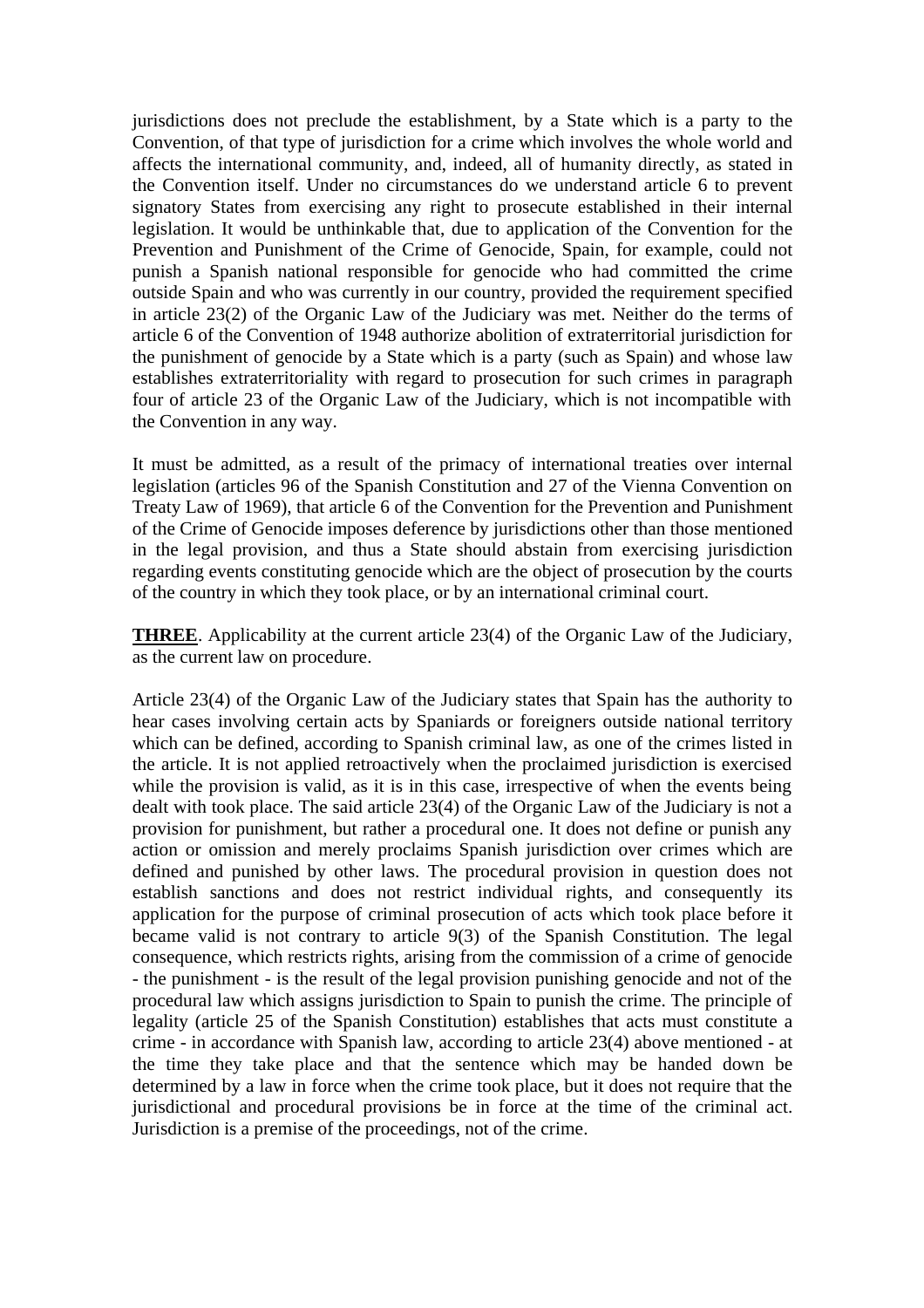jurisdictions does not preclude the establishment, by a State which is a party to the Convention, of that type of jurisdiction for a crime which involves the whole world and affects the international community, and, indeed, all of humanity directly, as stated in the Convention itself. Under no circumstances do we understand article 6 to prevent signatory States from exercising any right to prosecute established in their internal legislation. It would be unthinkable that, due to application of the Convention for the Prevention and Punishment of the Crime of Genocide, Spain, for example, could not punish a Spanish national responsible for genocide who had committed the crime outside Spain and who was currently in our country, provided the requirement specified in article 23(2) of the Organic Law of the Judiciary was met. Neither do the terms of article 6 of the Convention of 1948 authorize abolition of extraterritorial jurisdiction for the punishment of genocide by a State which is a party (such as Spain) and whose law establishes extraterritoriality with regard to prosecution for such crimes in paragraph four of article 23 of the Organic Law of the Judiciary, which is not incompatible with the Convention in any way.

It must be admitted, as a result of the primacy of international treaties over internal legislation (articles 96 of the Spanish Constitution and 27 of the Vienna Convention on Treaty Law of 1969), that article 6 of the Convention for the Prevention and Punishment of the Crime of Genocide imposes deference by jurisdictions other than those mentioned in the legal provision, and thus a State should abstain from exercising jurisdiction regarding events constituting genocide which are the object of prosecution by the courts of the country in which they took place, or by an international criminal court.

**THREE**. Applicability at the current article 23(4) of the Organic Law of the Judiciary, as the current law on procedure.

Article 23(4) of the Organic Law of the Judiciary states that Spain has the authority to hear cases involving certain acts by Spaniards or foreigners outside national territory which can be defined, according to Spanish criminal law, as one of the crimes listed in the article. It is not applied retroactively when the proclaimed jurisdiction is exercised while the provision is valid, as it is in this case, irrespective of when the events being dealt with took place. The said article 23(4) of the Organic Law of the Judiciary is not a provision for punishment, but rather a procedural one. It does not define or punish any action or omission and merely proclaims Spanish jurisdiction over crimes which are defined and punished by other laws. The procedural provision in question does not establish sanctions and does not restrict individual rights, and consequently its application for the purpose of criminal prosecution of acts which took place before it became valid is not contrary to article 9(3) of the Spanish Constitution. The legal consequence, which restricts rights, arising from the commission of a crime of genocide - the punishment - is the result of the legal provision punishing genocide and not of the procedural law which assigns jurisdiction to Spain to punish the crime. The principle of legality (article 25 of the Spanish Constitution) establishes that acts must constitute a crime - in accordance with Spanish law, according to article 23(4) above mentioned - at the time they take place and that the sentence which may be handed down be determined by a law in force when the crime took place, but it does not require that the jurisdictional and procedural provisions be in force at the time of the criminal act. Jurisdiction is a premise of the proceedings, not of the crime.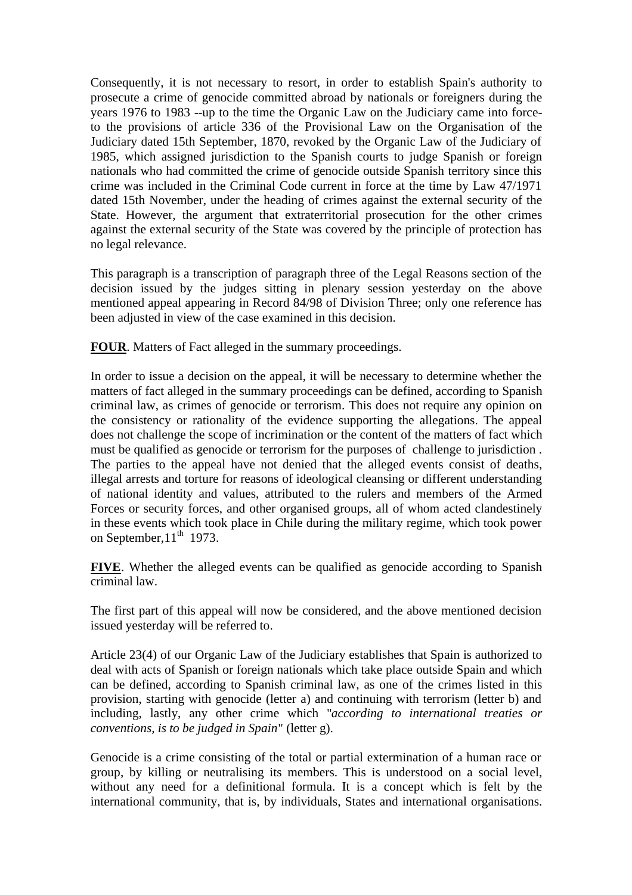Consequently, it is not necessary to resort, in order to establish Spain's authority to prosecute a crime of genocide committed abroad by nationals or foreigners during the years 1976 to 1983 --up to the time the Organic Law on the Judiciary came into force- to the provisions of article 336 of the Provisional Law on the Organisation of the Judiciary dated 15th September, 1870, revoked by the Organic Law of the Judiciary of 1985, which assigned jurisdiction to the Spanish courts to judge Spanish or foreign nationals who had committed the crime of genocide outside Spanish territory since this crime was included in the Criminal Code current in force at the time by Law 47/1971 dated 15th November, under the heading of crimes against the external security of the State. However, the argument that extraterritorial prosecution for the other crimes against the external security of the State was covered by the principle of protection has no legal relevance.

This paragraph is a transcription of paragraph three of the Legal Reasons section of the decision issued by the judges sitting in plenary session yesterday on the above mentioned appeal appearing in Record 84/98 of Division Three; only one reference has been adjusted in view of the case examined in this decision.

**FOUR**. Matters of Fact alleged in the summary proceedings.

In order to issue a decision on the appeal, it will be necessary to determine whether the matters of fact alleged in the summary proceedings can be defined, according to Spanish criminal law, as crimes of genocide or terrorism. This does not require any opinion on the consistency or rationality of the evidence supporting the allegations. The appeal does not challenge the scope of incrimination or the content of the matters of fact which must be qualified as genocide or terrorism for the purposes of challenge to jurisdiction . The parties to the appeal have not denied that the alleged events consist of deaths, illegal arrests and torture for reasons of ideological cleansing or different understanding of national identity and values, attributed to the rulers and members of the Armed Forces or security forces, and other organised groups, all of whom acted clandestinely in these events which took place in Chile during the military regime, which took power on September,11th 1973.

**FIVE**. Whether the alleged events can be qualified as genocide according to Spanish criminal law.

The first part of this appeal will now be considered, and the above mentioned decision issued yesterday will be referred to.

Article 23(4) of our Organic Law of the Judiciary establishes that Spain is authorized to deal with acts of Spanish or foreign nationals which take place outside Spain and which can be defined, according to Spanish criminal law, as one of the crimes listed in this provision, starting with genocide (letter a) and continuing with terrorism (letter b) and including, lastly, any other crime which "*according to international treaties or conventions, is to be judged in Spain*" (letter g).

Genocide is a crime consisting of the total or partial extermination of a human race or group, by killing or neutralising its members. This is understood on a social level, without any need for a definitional formula. It is a concept which is felt by the international community, that is, by individuals, States and international organisations.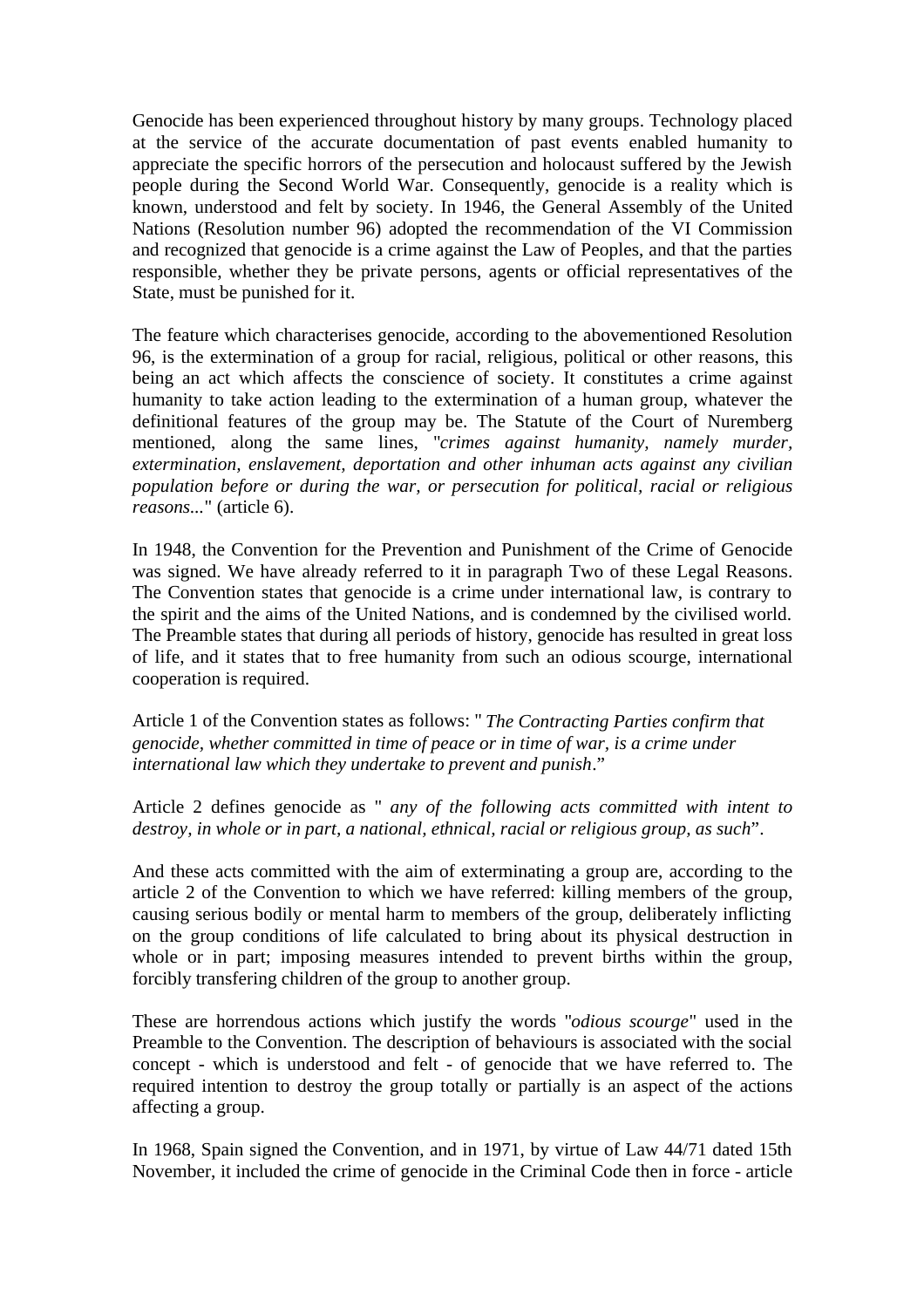Genocide has been experienced throughout history by many groups. Technology placed at the service of the accurate documentation of past events enabled humanity to appreciate the specific horrors of the persecution and holocaust suffered by the Jewish people during the Second World War. Consequently, genocide is a reality which is known, understood and felt by society. In 1946, the General Assembly of the United Nations (Resolution number 96) adopted the recommendation of the VI Commission and recognized that genocide is a crime against the Law of Peoples, and that the parties responsible, whether they be private persons, agents or official representatives of the State, must be punished for it.

The feature which characterises genocide, according to the abovementioned Resolution 96, is the extermination of a group for racial, religious, political or other reasons, this being an act which affects the conscience of society. It constitutes a crime against humanity to take action leading to the extermination of a human group, whatever the definitional features of the group may be. The Statute of the Court of Nuremberg mentioned, along the same lines, "*crimes against humanity, namely murder, extermination, enslavement, deportation and other inhuman acts against any civilian population before or during the war, or persecution for political, racial or religious reasons*..." (article 6).

In 1948, the Convention for the Prevention and Punishment of the Crime of Genocide was signed. We have already referred to it in paragraph Two of these Legal Reasons. The Convention states that genocide is a crime under international law, is contrary to the spirit and the aims of the United Nations, and is condemned by the civilised world. The Preamble states that during all periods of history, genocide has resulted in great loss of life, and it states that to free humanity from such an odious scourge, international cooperation is required.

Article 1 of the Convention states as follows: " *The Contracting Parties confirm that genocide, whether committed in time of peace or in time of war, is a crime under international law which they undertake to prevent and punish*."

Article 2 defines genocide as " *any of the following acts committed with intent to destroy, in whole or in part, a national, ethnical, racial or religious group, as such*".

And these acts committed with the aim of exterminating a group are, according to the article 2 of the Convention to which we have referred: killing members of the group, causing serious bodily or mental harm to members of the group, deliberately inflicting on the group conditions of life calculated to bring about its physical destruction in whole or in part; imposing measures intended to prevent births within the group, forcibly transfering children of the group to another group.

These are horrendous actions which justify the words "*odious scourge*" used in the Preamble to the Convention. The description of behaviours is associated with the social concept - which is understood and felt - of genocide that we have referred to. The required intention to destroy the group totally or partially is an aspect of the actions affecting a group.

In 1968, Spain signed the Convention, and in 1971, by virtue of Law 44/71 dated 15th November, it included the crime of genocide in the Criminal Code then in force - article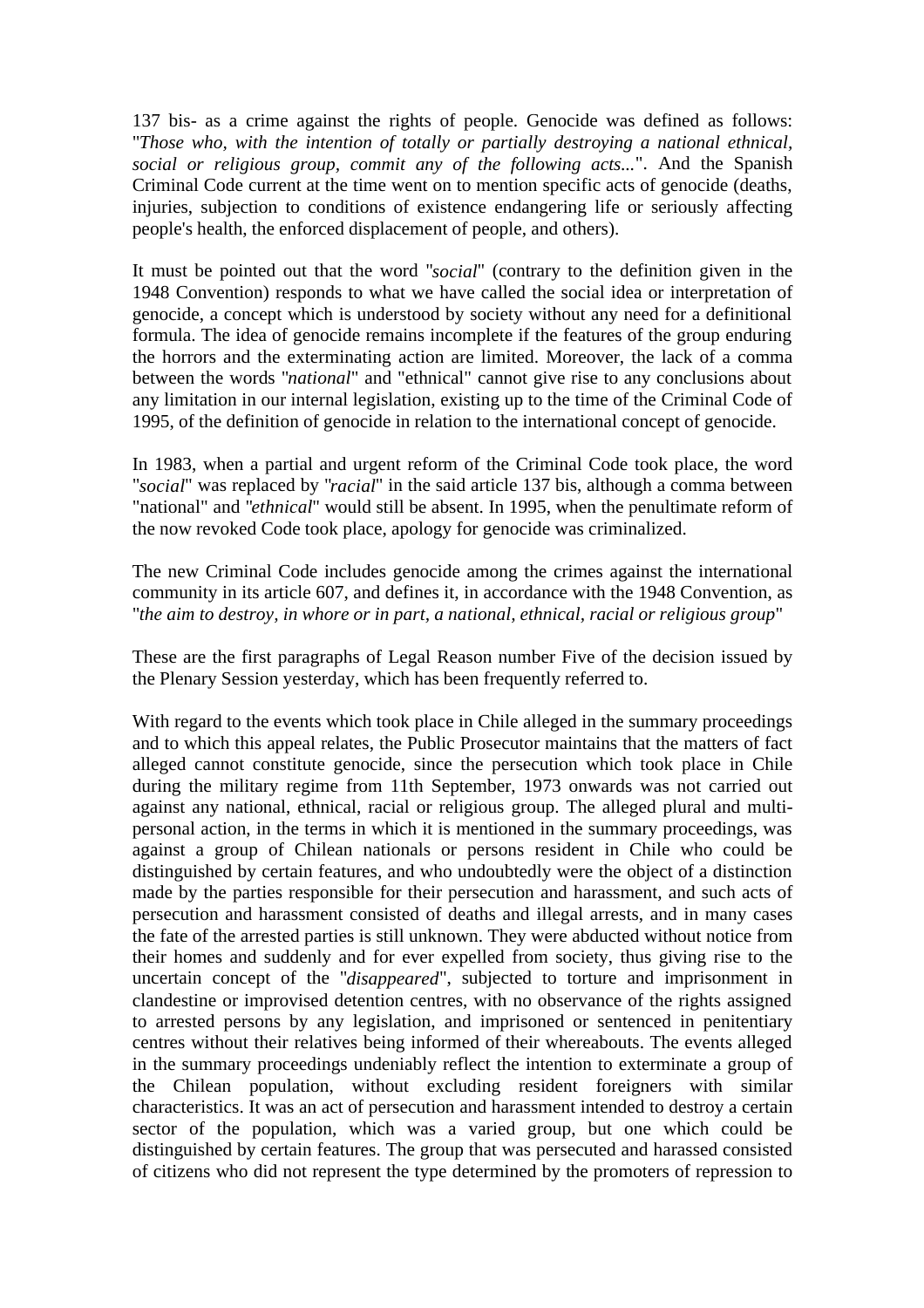137 bis- as a crime against the rights of people. Genocide was defined as follows: "*Those who, with the intention of totally or partially destroying a national ethnical, social or religious group, commit any of the following acts...*". And the Spanish Criminal Code current at the time went on to mention specific acts of genocide (deaths, injuries, subjection to conditions of existence endangering life or seriously affecting people's health, the enforced displacement of people, and others).

It must be pointed out that the word "*social*" (contrary to the definition given in the 1948 Convention) responds to what we have called the social idea or interpretation of genocide, a concept which is understood by society without any need for a definitional formula. The idea of genocide remains incomplete if the features of the group enduring the horrors and the exterminating action are limited. Moreover, the lack of a comma between the words "*national*" and "ethnical" cannot give rise to any conclusions about any limitation in our internal legislation, existing up to the time of the Criminal Code of 1995, of the definition of genocide in relation to the international concept of genocide.

In 1983, when a partial and urgent reform of the Criminal Code took place, the word "*social*" was replaced by "*racial*" in the said article 137 bis, although a comma between "national" and "*ethnical*" would still be absent. In 1995, when the penultimate reform of the now revoked Code took place, apology for genocide was criminalized.

The new Criminal Code includes genocide among the crimes against the international community in its article 607, and defines it, in accordance with the 1948 Convention, as "*the aim to destroy, in whore or in part, a national, ethnical, racial or religious group*"

These are the first paragraphs of Legal Reason number Five of the decision issued by the Plenary Session yesterday, which has been frequently referred to.

With regard to the events which took place in Chile alleged in the summary proceedings and to which this appeal relates, the Public Prosecutor maintains that the matters of fact alleged cannot constitute genocide, since the persecution which took place in Chile during the military regime from 11th September, 1973 onwards was not carried out against any national, ethnical, racial or religious group. The alleged plural and multi-personal action, in the terms in which it is mentioned in the summary proceedings, was against a group of Chilean nationals or persons resident in Chile who could be distinguished by certain features, and who undoubtedly were the object of a distinction made by the parties responsible for their persecution and harassment, and such acts of persecution and harassment consisted of deaths and illegal arrests, and in many cases the fate of the arrested parties is still unknown. They were abducted without notice from their homes and suddenly and for ever expelled from society, thus giving rise to the uncertain concept of the "*disappeared*", subjected to torture and imprisonment in clandestine or improvised detention centres, with no observance of the rights assigned to arrested persons by any legislation, and imprisoned or sentenced in penitentiary centres without their relatives being informed of their whereabouts. The events alleged in the summary proceedings undeniably reflect the intention to exterminate a group of the Chilean population, without excluding resident foreigners with similar characteristics. It was an act of persecution and harassment intended to destroy a certain sector of the population, which was a varied group, but one which could be distinguished by certain features. The group that was persecuted and harassed consisted of citizens who did not represent the type determined by the promoters of repression to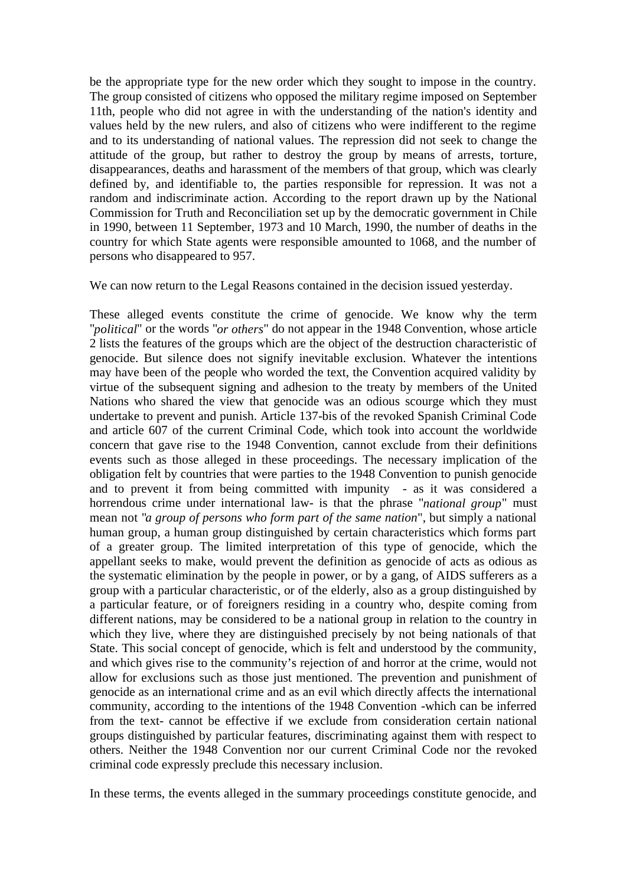be the appropriate type for the new order which they sought to impose in the country. The group consisted of citizens who opposed the military regime imposed on September 11th, people who did not agree in with the understanding of the nation's identity and values held by the new rulers, and also of citizens who were indifferent to the regime and to its understanding of national values. The repression did not seek to change the attitude of the group, but rather to destroy the group by means of arrests, torture, disappearances, deaths and harassment of the members of that group, which was clearly defined by, and identifiable to, the parties responsible for repression. It was not a random and indiscriminate action. According to the report drawn up by the National Commission for Truth and Reconciliation set up by the democratic government in Chile in 1990, between 11 September, 1973 and 10 March, 1990, the number of deaths in the country for which State agents were responsible amounted to 1068, and the number of persons who disappeared to 957.

We can now return to the Legal Reasons contained in the decision issued yesterday.

These alleged events constitute the crime of genocide. We know why the term "*political*" or the words "*or others*" do not appear in the 1948 Convention, whose article 2 lists the features of the groups which are the object of the destruction characteristic of genocide. But silence does not signify inevitable exclusion. Whatever the intentions may have been of the people who worded the text, the Convention acquired validity by virtue of the subsequent signing and adhesion to the treaty by members of the United Nations who shared the view that genocide was an odious scourge which they must undertake to prevent and punish. Article 137-bis of the revoked Spanish Criminal Code and article 607 of the current Criminal Code, which took into account the worldwide concern that gave rise to the 1948 Convention, cannot exclude from their definitions events such as those alleged in these proceedings. The necessary implication of the obligation felt by countries that were parties to the 1948 Convention to punish genocide and to prevent it from being committed with impunity - as it was considered a horrendous crime under international law- is that the phrase "*national group*" must mean not "*a group of persons who form part of the same nation*", but simply a national human group, a human group distinguished by certain characteristics which forms part of a greater group. The limited interpretation of this type of genocide, which the appellant seeks to make, would prevent the definition as genocide of acts as odious as the systematic elimination by the people in power, or by a gang, of AIDS sufferers as a group with a particular characteristic, or of the elderly, also as a group distinguished by a particular feature, or of foreigners residing in a country who, despite coming from different nations, may be considered to be a national group in relation to the country in which they live, where they are distinguished precisely by not being nationals of that State. This social concept of genocide, which is felt and understood by the community, and which gives rise to the community's rejection of and horror at the crime, would not allow for exclusions such as those just mentioned. The prevention and punishment of genocide as an international crime and as an evil which directly affects the international community, according to the intentions of the 1948 Convention -which can be inferred from the text- cannot be effective if we exclude from consideration certain national groups distinguished by particular features, discriminating against them with respect to others. Neither the 1948 Convention nor our current Criminal Code nor the revoked criminal code expressly preclude this necessary inclusion.

In these terms, the events alleged in the summary proceedings constitute genocide, and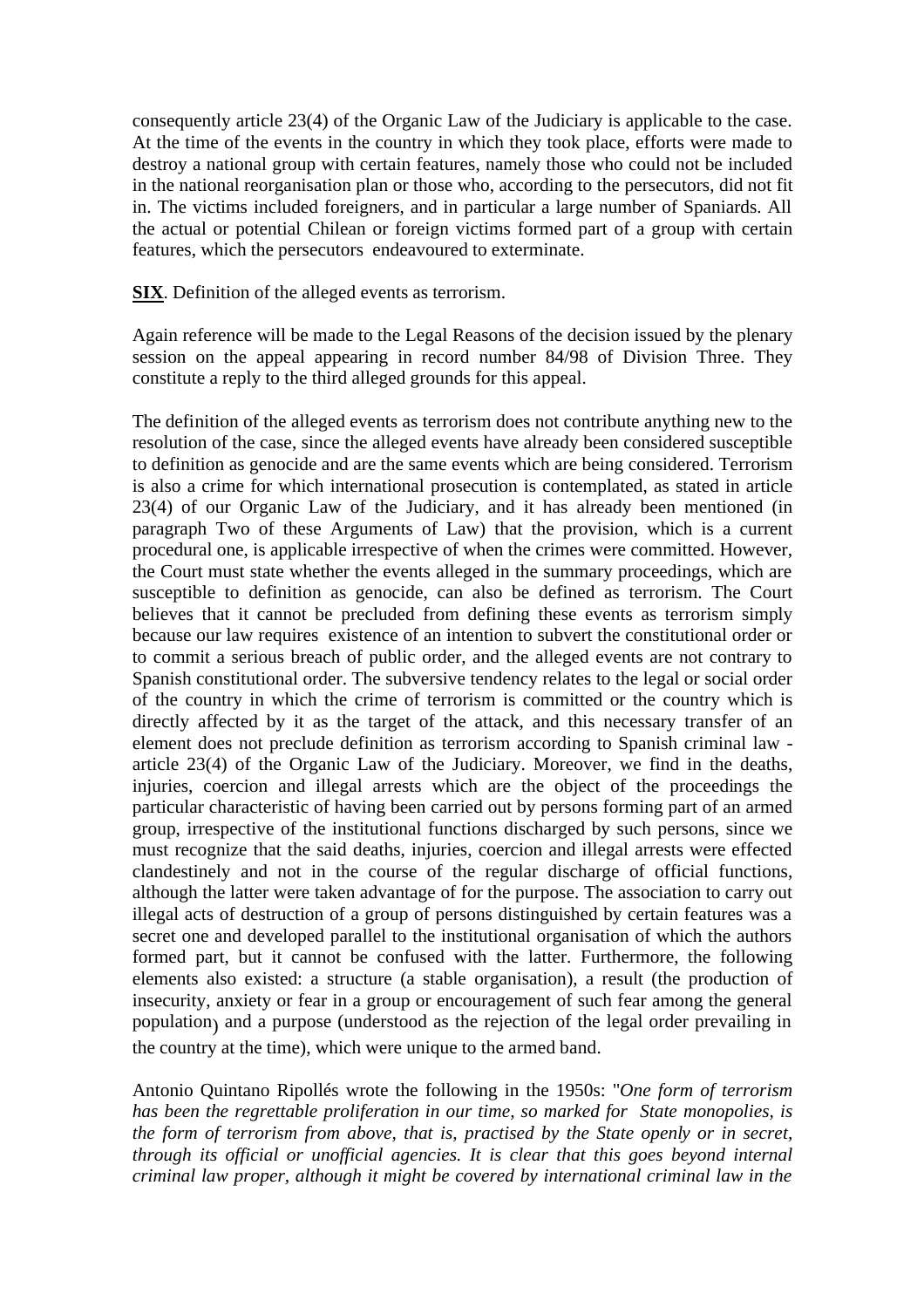consequently article 23(4) of the Organic Law of the Judiciary is applicable to the case. At the time of the events in the country in which they took place, efforts were made to destroy a national group with certain features, namely those who could not be included in the national reorganisation plan or those who, according to the persecutors, did not fit in. The victims included foreigners, and in particular a large number of Spaniards. All the actual or potential Chilean or foreign victims formed part of a group with certain features, which the persecutors endeavoured to exterminate.

**SIX**. Definition of the alleged events as terrorism.

Again reference will be made to the Legal Reasons of the decision issued by the plenary session on the appeal appearing in record number 84/98 of Division Three. They constitute a reply to the third alleged grounds for this appeal.

The definition of the alleged events as terrorism does not contribute anything new to the resolution of the case, since the alleged events have already been considered susceptible to definition as genocide and are the same events which are being considered. Terrorism is also a crime for which international prosecution is contemplated, as stated in article 23(4) of our Organic Law of the Judiciary, and it has already been mentioned (in paragraph Two of these Arguments of Law) that the provision, which is a current procedural one, is applicable irrespective of when the crimes were committed. However, the Court must state whether the events alleged in the summary proceedings, which are susceptible to definition as genocide, can also be defined as terrorism. The Court believes that it cannot be precluded from defining these events as terrorism simply because our law requires existence of an intention to subvert the constitutional order or to commit a serious breach of public order, and the alleged events are not contrary to Spanish constitutional order. The subversive tendency relates to the legal or social order of the country in which the crime of terrorism is committed or the country which is directly affected by it as the target of the attack, and this necessary transfer of an element does not preclude definition as terrorism according to Spanish criminal law - article 23(4) of the Organic Law of the Judiciary. Moreover, we find in the deaths, injuries, coercion and illegal arrests which are the object of the proceedings the particular characteristic of having been carried out by persons forming part of an armed group, irrespective of the institutional functions discharged by such persons, since we must recognize that the said deaths, injuries, coercion and illegal arrests were effected clandestinely and not in the course of the regular discharge of official functions, although the latter were taken advantage of for the purpose. The association to carry out illegal acts of destruction of a group of persons distinguished by certain features was a secret one and developed parallel to the institutional organisation of which the authors formed part, but it cannot be confused with the latter. Furthermore, the following elements also existed: a structure (a stable organisation), a result (the production of insecurity, anxiety or fear in a group or encouragement of such fear among the general population) and a purpose (understood as the rejection of the legal order prevailing in the country at the time), which were unique to the armed band.

Antonio Quintano Ripollés wrote the following in the 1950s: "*One form of terrorism has been the regrettable proliferation in our time, so marked for State monopolies, is the form of terrorism from above, that is, practised by the State openly or in secret, through its official or unofficial agencies. It is clear that this goes beyond internal criminal law proper, although it might be covered by international criminal law in the*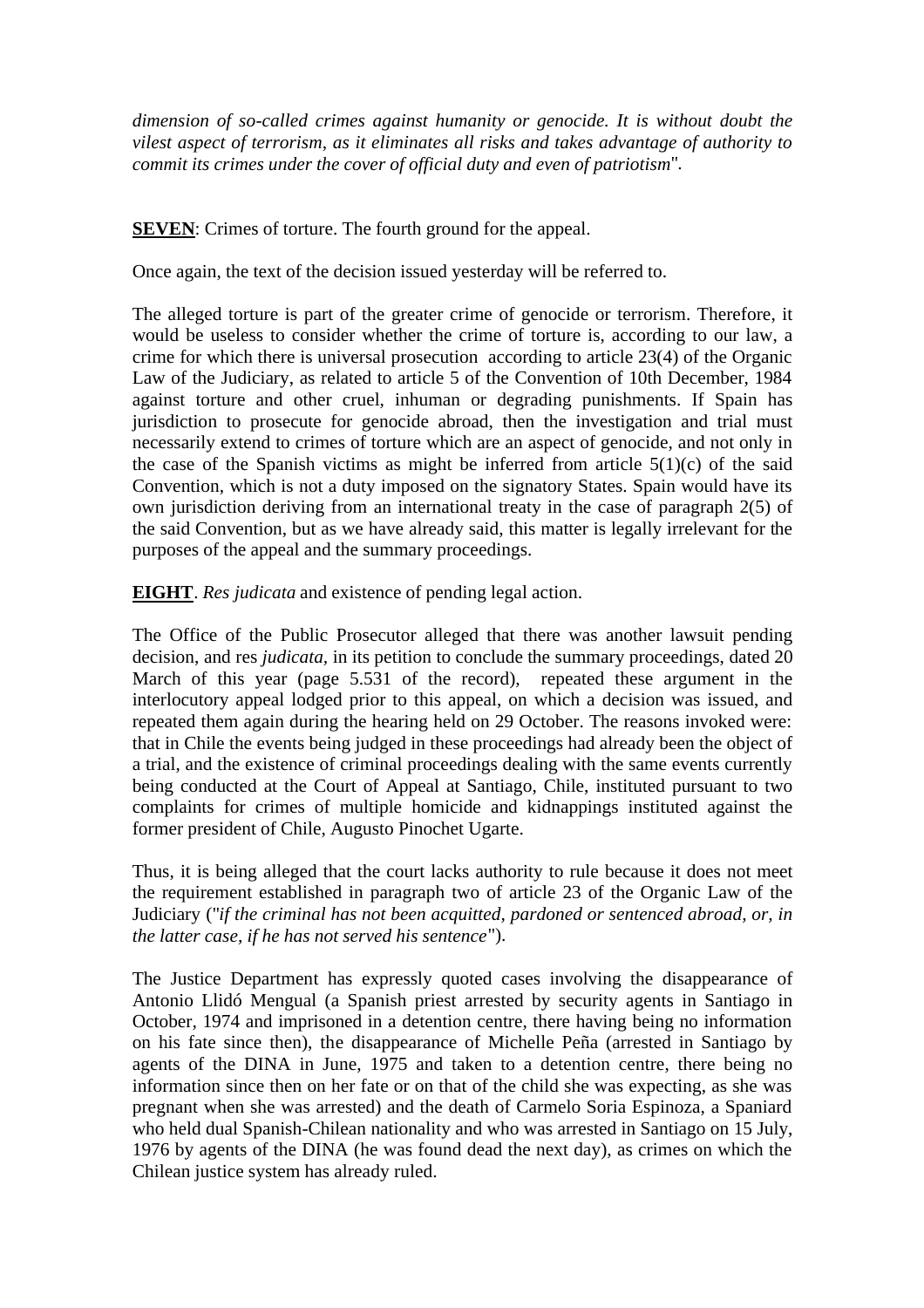*dimension of so-called crimes against humanity or genocide. It is without doubt the vilest aspect of terrorism, as it eliminates all risks and takes advantage of authority to commit its crimes under the cover of official duty and even of patriotism*".

**SEVEN**: Crimes of torture. The fourth ground for the appeal.

Once again, the text of the decision issued yesterday will be referred to.

The alleged torture is part of the greater crime of genocide or terrorism. Therefore, it would be useless to consider whether the crime of torture is, according to our law, a crime for which there is universal prosecution according to article 23(4) of the Organic Law of the Judiciary, as related to article 5 of the Convention of 10th December, 1984 against torture and other cruel, inhuman or degrading punishments. If Spain has jurisdiction to prosecute for genocide abroad, then the investigation and trial must necessarily extend to crimes of torture which are an aspect of genocide, and not only in the case of the Spanish victims as might be inferred from article 5(1)(c) of the said Convention, which is not a duty imposed on the signatory States. Spain would have its own jurisdiction deriving from an international treaty in the case of paragraph 2(5) of the said Convention, but as we have already said, this matter is legally irrelevant for the purposes of the appeal and the summary proceedings.

**EIGHT**. *Res judicata* and existence of pending legal action.

The Office of the Public Prosecutor alleged that there was another lawsuit pending decision, and res *judicata,* in its petition to conclude the summary proceedings, dated 20 March of this year (page 5.531 of the record), repeated these argument in the interlocutory appeal lodged prior to this appeal, on which a decision was issued, and repeated them again during the hearing held on 29 October. The reasons invoked were: that in Chile the events being judged in these proceedings had already been the object of a trial, and the existence of criminal proceedings dealing with the same events currently being conducted at the Court of Appeal at Santiago, Chile, instituted pursuant to two complaints for crimes of multiple homicide and kidnappings instituted against the former president of Chile, Augusto Pinochet Ugarte.

Thus, it is being alleged that the court lacks authority to rule because it does not meet the requirement established in paragraph two of article 23 of the Organic Law of the Judiciary ("*if the criminal has not been acquitted, pardoned or sentenced abroad, or, in the latter case, if he has not served his sentence*").

The Justice Department has expressly quoted cases involving the disappearance of Antonio Llidó Mengual (a Spanish priest arrested by security agents in Santiago in October, 1974 and imprisoned in a detention centre, there having being no information on his fate since then), the disappearance of Michelle Peña (arrested in Santiago by agents of the DINA in June, 1975 and taken to a detention centre, there being no information since then on her fate or on that of the child she was expecting, as she was pregnant when she was arrested) and the death of Carmelo Soria Espinoza, a Spaniard who held dual Spanish-Chilean nationality and who was arrested in Santiago on 15 July, 1976 by agents of the DINA (he was found dead the next day), as crimes on which the Chilean justice system has already ruled.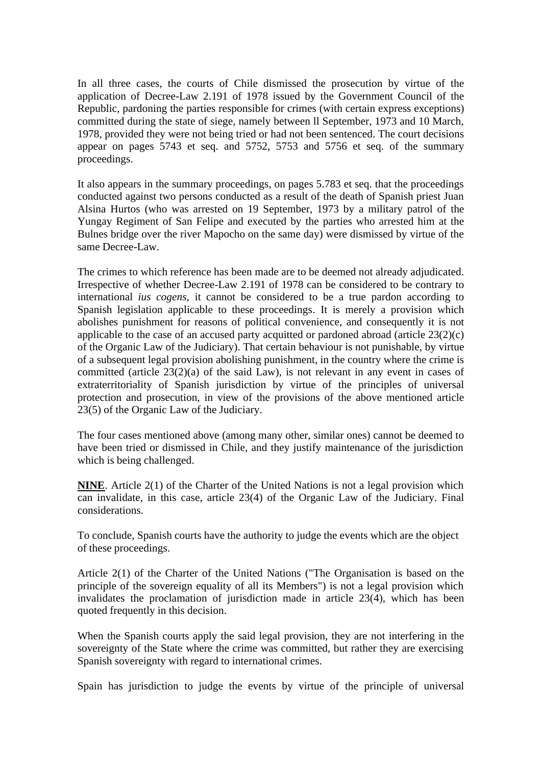In all three cases, the courts of Chile dismissed the prosecution by virtue of the application of Decree-Law 2.191 of 1978 issued by the Government Council of the Republic, pardoning the parties responsible for crimes (with certain express exceptions) committed during the state of siege, namely between ll September, 1973 and 10 March, 1978, provided they were not being tried or had not been sentenced. The court decisions appear on pages 5743 et seq. and 5752, 5753 and 5756 et seq. of the summary proceedings.

It also appears in the summary proceedings, on pages 5.783 et seq. that the proceedings conducted against two persons conducted as a result of the death of Spanish priest Juan Alsina Hurtos (who was arrested on 19 September, 1973 by a military patrol of the Yungay Regiment of San Felipe and executed by the parties who arrested him at the Bulnes bridge over the river Mapocho on the same day) were dismissed by virtue of the same Decree-Law.

The crimes to which reference has been made are to be deemed not already adjudicated. Irrespective of whether Decree-Law 2.191 of 1978 can be considered to be contrary to international *ius cogens*, it cannot be considered to be a true pardon according to Spanish legislation applicable to these proceedings. It is merely a provision which abolishes punishment for reasons of political convenience, and consequently it is not applicable to the case of an accused party acquitted or pardoned abroad (article 23(2)(c) of the Organic Law of the Judiciary). That certain behaviour is not punishable, by virtue of a subsequent legal provision abolishing punishment, in the country where the crime is committed (article 23(2)(a) of the said Law), is not relevant in any event in cases of extraterritoriality of Spanish jurisdiction by virtue of the principles of universal protection and prosecution, in view of the provisions of the above mentioned article 23(5) of the Organic Law of the Judiciary.

The four cases mentioned above (among many other, similar ones) cannot be deemed to have been tried or dismissed in Chile, and they justify maintenance of the jurisdiction which is being challenged.

**NINE**. Article 2(1) of the Charter of the United Nations is not a legal provision which can invalidate, in this case, article 23(4) of the Organic Law of the Judiciary. Final considerations.

To conclude, Spanish courts have the authority to judge the events which are the object of these proceedings.

Article 2(1) of the Charter of the United Nations ("The Organisation is based on the principle of the sovereign equality of all its Members") is not a legal provision which invalidates the proclamation of jurisdiction made in article 23(4), which has been quoted frequently in this decision.

When the Spanish courts apply the said legal provision, they are not interfering in the sovereignty of the State where the crime was committed, but rather they are exercising Spanish sovereignty with regard to international crimes.

Spain has jurisdiction to judge the events by virtue of the principle of universal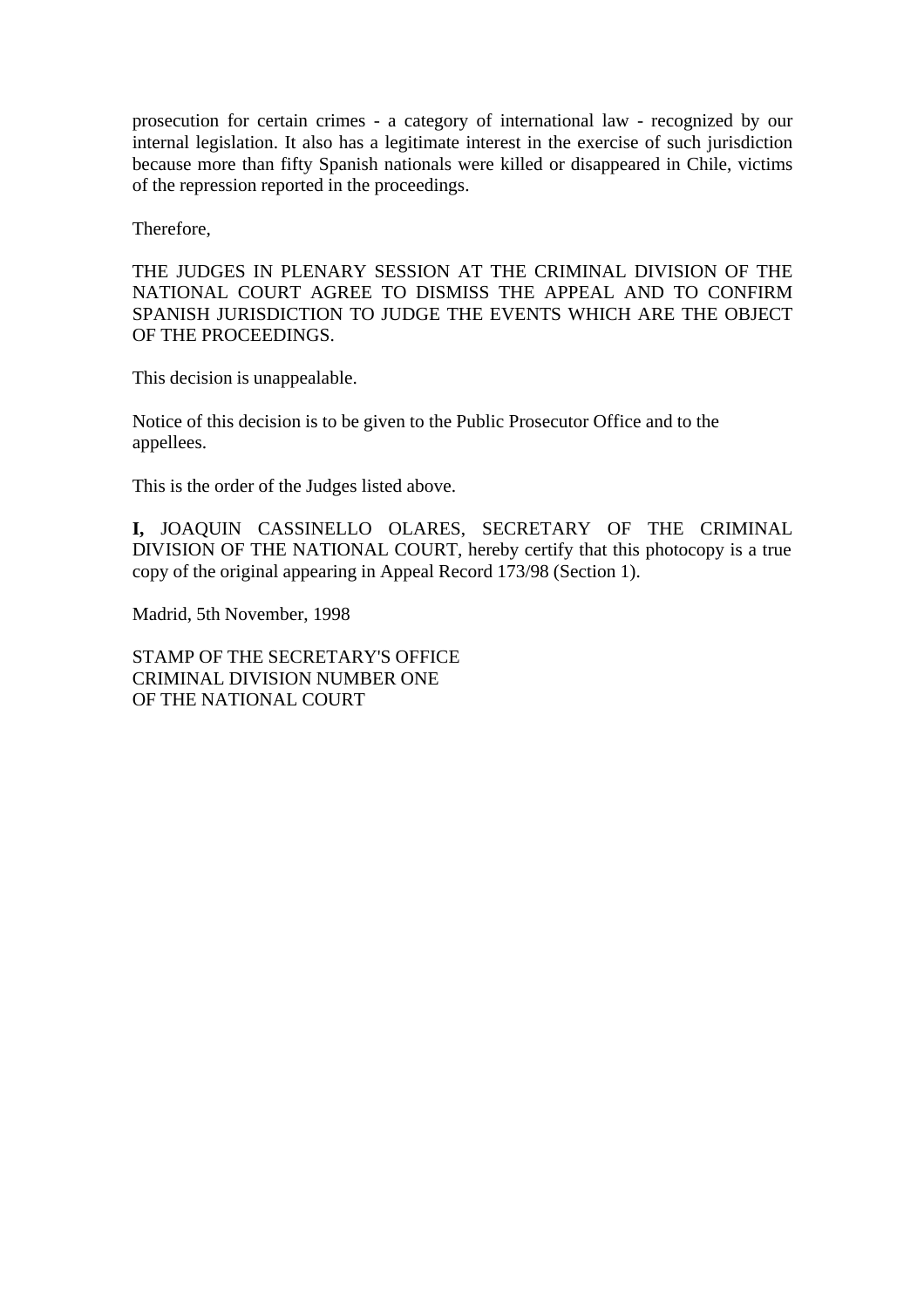prosecution for certain crimes - a category of international law - recognized by our internal legislation. It also has a legitimate interest in the exercise of such jurisdiction because more than fifty Spanish nationals were killed or disappeared in Chile, victims of the repression reported in the proceedings.

Therefore,

THE JUDGES IN PLENARY SESSION AT THE CRIMINAL DIVISION OF THE NATIONAL COURT AGREE TO DISMISS THE APPEAL AND TO CONFIRM SPANISH JURISDICTION TO JUDGE THE EVENTS WHICH ARE THE OBJECT OF THE PROCEEDINGS.

This decision is unappealable.

Notice of this decision is to be given to the Public Prosecutor Office and to the appellees.

This is the order of the Judges listed above.

**I,** JOAQUIN CASSINELLO OLARES, SECRETARY OF THE CRIMINAL DIVISION OF THE NATIONAL COURT, hereby certify that this photocopy is a true copy of the original appearing in Appeal Record 173/98 (Section 1).

Madrid, 5th November, 1998

STAMP OF THE SECRETARY'S OFFICE
CRIMINAL DIVISION NUMBER ONE
OF THE NATIONAL COURT